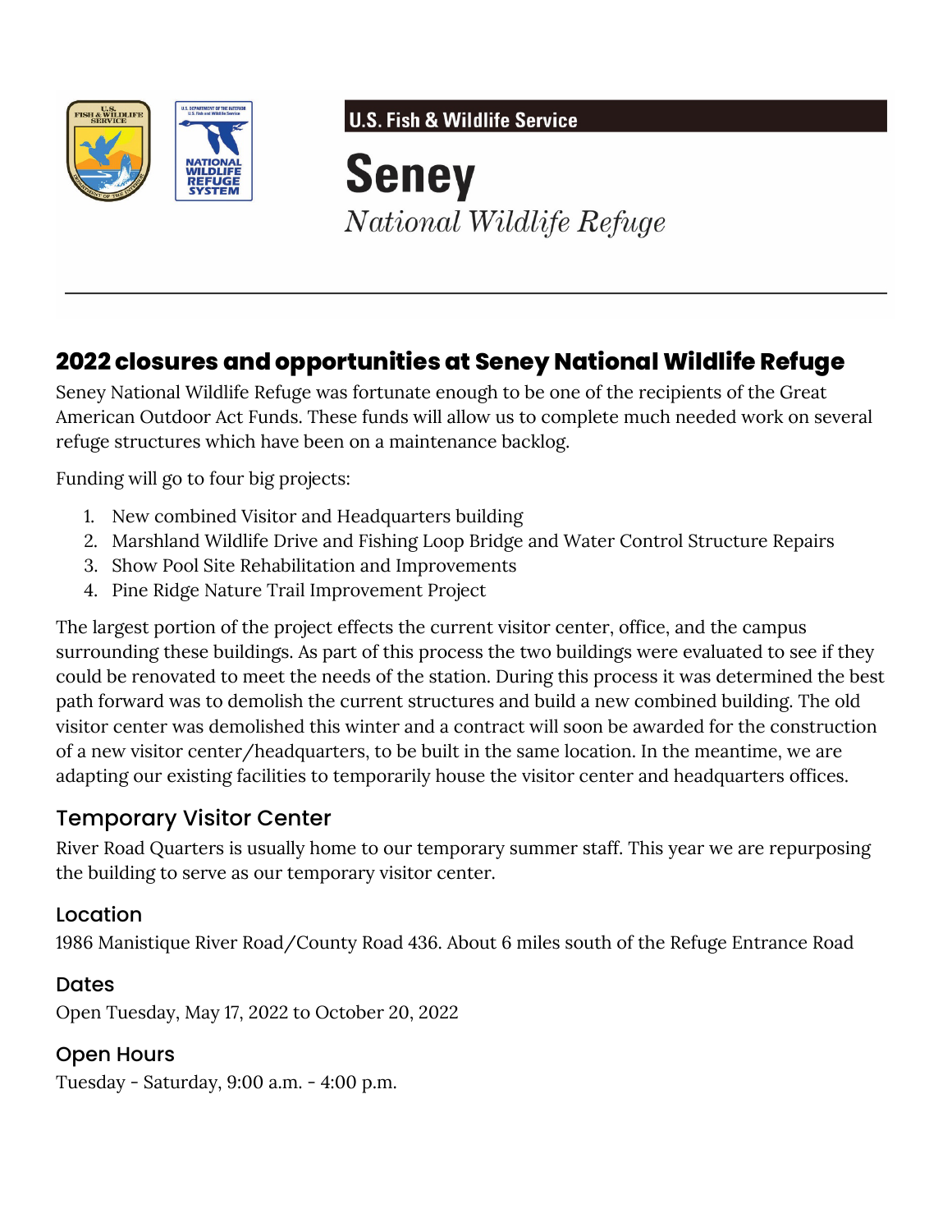U.S. Fish & Wildlife Service

# Seney

*National Wildlife Refuge*

---

## 2022 closures and opportunities at Seney National Wildlife Refuge

Seney National Wildlife Refuge was fortunate enough to be one of the recipients of the Great American Outdoor Act Funds. These funds will allow us to complete much needed work on several refuge structures which have been on a maintenance backlog.

Funding will go to four big projects:

1. New combined Visitor and Headquarters building
2. Marshland Wildlife Drive and Fishing Loop Bridge and Water Control Structure Repairs
3. Show Pool Site Rehabilitation and Improvements
4. Pine Ridge Nature Trail Improvement Project

The largest portion of the project effects the current visitor center, office, and the campus surrounding these buildings. As part of this process the two buildings were evaluated to see if they could be renovated to meet the needs of the station. During this process it was determined the best path forward was to demolish the current structures and build a new combined building. The old visitor center was demolished this winter and a contract will soon be awarded for the construction of a new visitor center/headquarters, to be built in the same location. In the meantime, we are adapting our existing facilities to temporarily house the visitor center and headquarters offices.

### Temporary Visitor Center

River Road Quarters is usually home to our temporary summer staff. This year we are repurposing the building to serve as our temporary visitor center.

#### Location

1986 Manistique River Road/County Road 436. About 6 miles south of the Refuge Entrance Road

#### Dates

Open Tuesday, May 17, 2022 to October 20, 2022

#### Open Hours

Tuesday - Saturday, 9:00 a.m. - 4:00 p.m.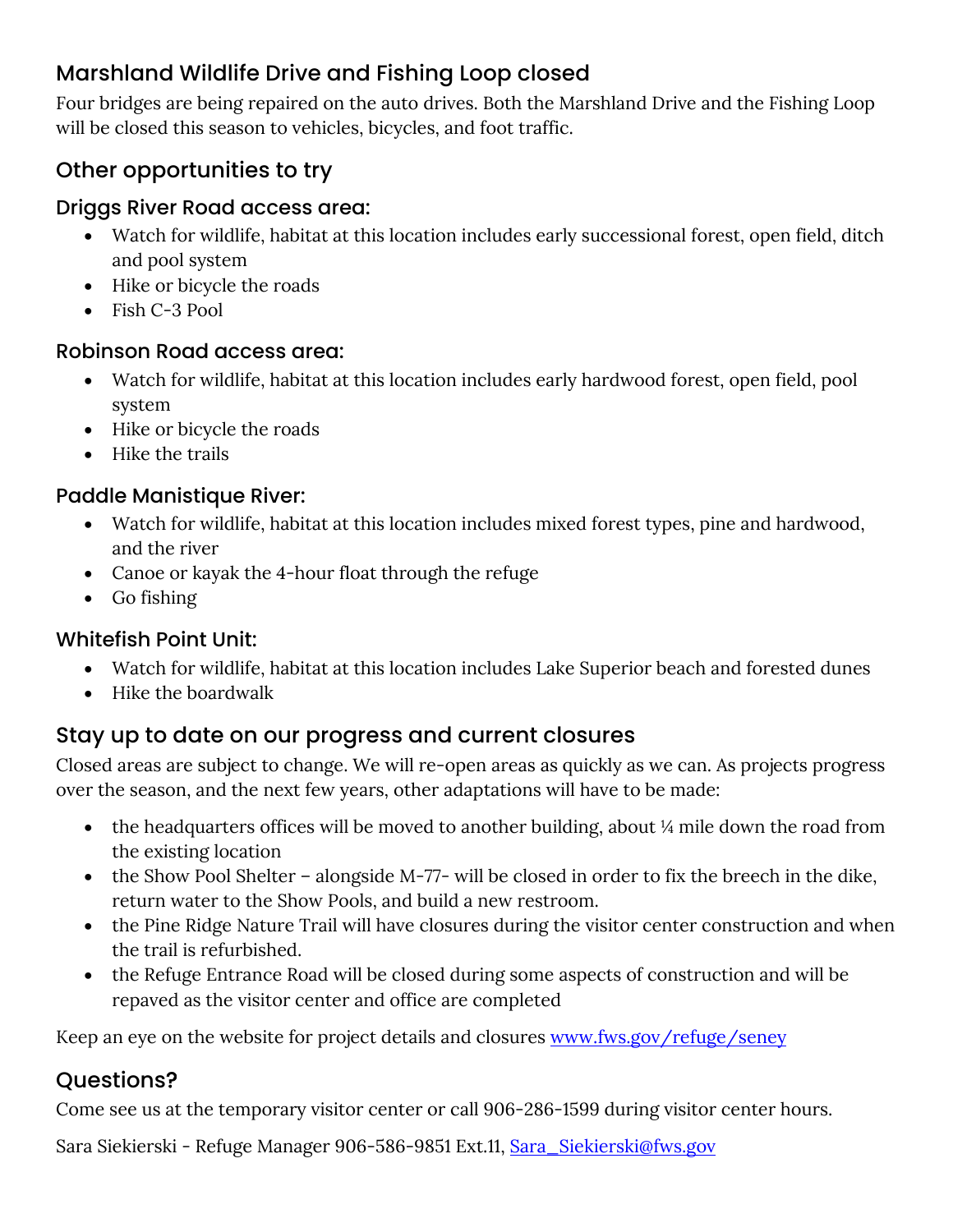## Marshland Wildlife Drive and Fishing Loop closed

Four bridges are being repaired on the auto drives. Both the Marshland Drive and the Fishing Loop will be closed this season to vehicles, bicycles, and foot traffic.

## Other opportunities to try

### Driggs River Road access area:

- Watch for wildlife, habitat at this location includes early successional forest, open field, ditch and pool system
- Hike or bicycle the roads
- Fish C-3 Pool

### Robinson Road access area:

- Watch for wildlife, habitat at this location includes early hardwood forest, open field, pool system
- Hike or bicycle the roads
- Hike the trails

### Paddle Manistique River:

- Watch for wildlife, habitat at this location includes mixed forest types, pine and hardwood, and the river
- Canoe or kayak the 4-hour float through the refuge
- Go fishing

### Whitefish Point Unit:

- Watch for wildlife, habitat at this location includes Lake Superior beach and forested dunes
- Hike the boardwalk

## Stay up to date on our progress and current closures

Closed areas are subject to change. We will re-open areas as quickly as we can. As projects progress over the season, and the next few years, other adaptations will have to be made:

- the headquarters offices will be moved to another building, about ¼ mile down the road from the existing location
- the Show Pool Shelter – alongside M-77- will be closed in order to fix the breech in the dike, return water to the Show Pools, and build a new restroom.
- the Pine Ridge Nature Trail will have closures during the visitor center construction and when the trail is refurbished.
- the Refuge Entrance Road will be closed during some aspects of construction and will be repaved as the visitor center and office are completed

Keep an eye on the website for project details and closures [www.fws.gov/refuge/seney](www.fws.gov/refuge/seney)

## Questions?

Come see us at the temporary visitor center or call 906-286-1599 during visitor center hours.

Sara Siekierski - Refuge Manager 906-586-9851 Ext.11, [Sara_Siekierski@fws.gov](mailto:Sara_Siekierski@fws.gov)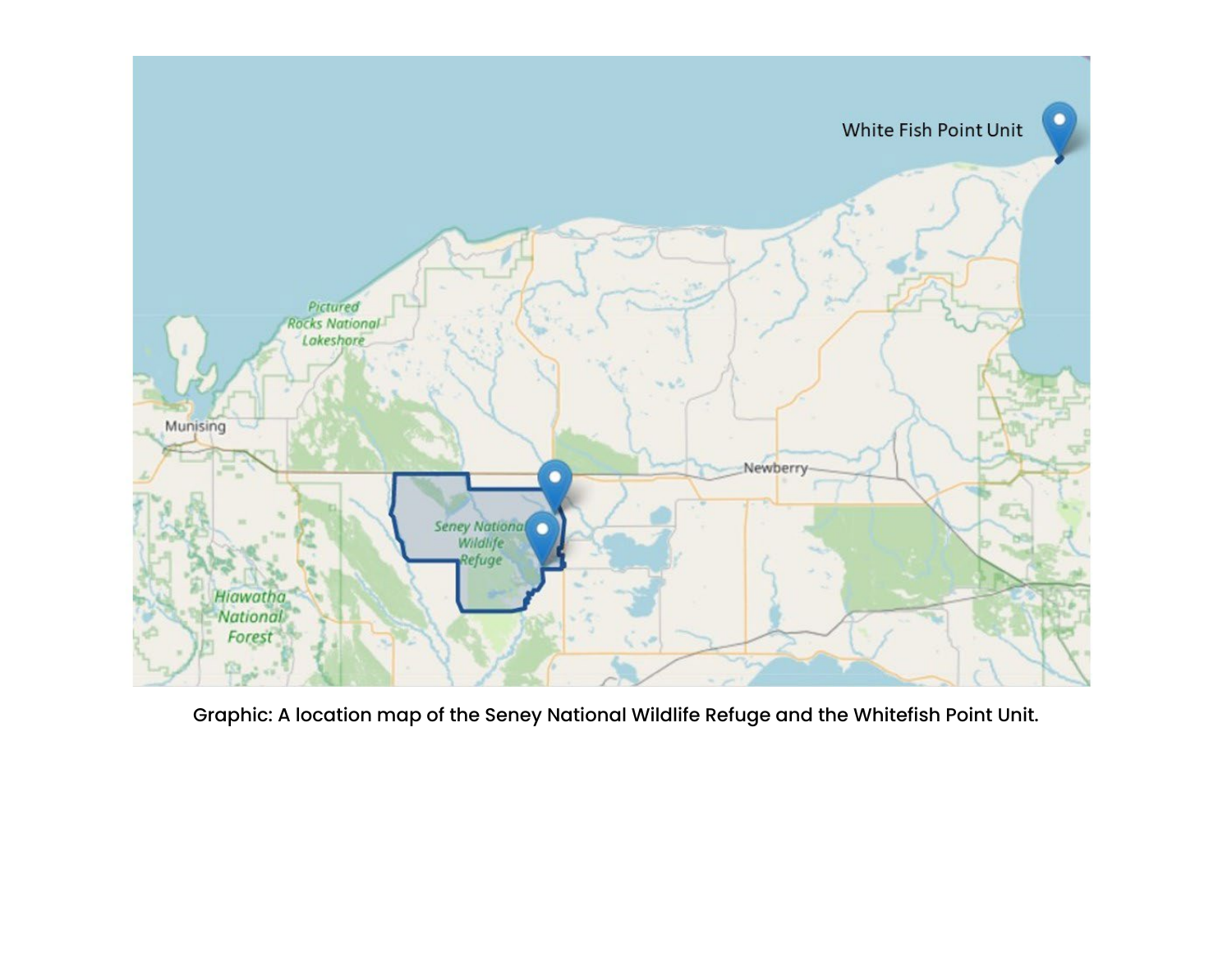Graphic: A location map of the Seney National Wildlife Refuge and the Whitefish Point Unit.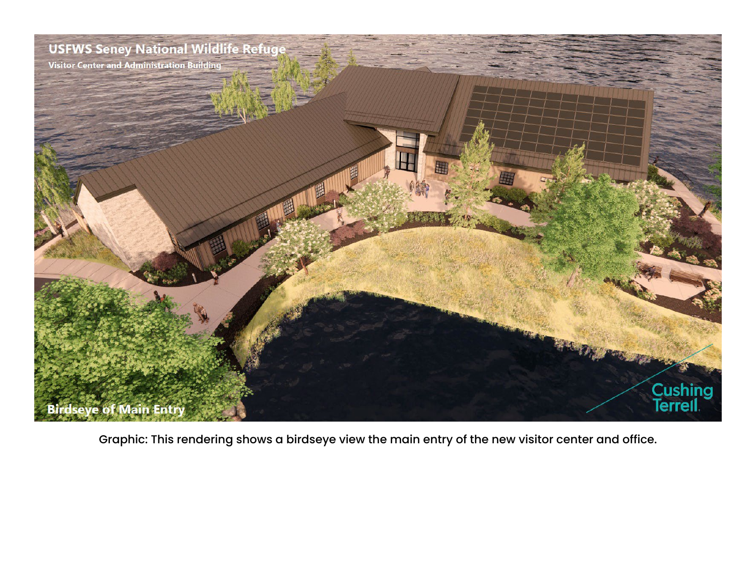Graphic: This rendering shows a birdseye view the main entry of the new visitor center and office.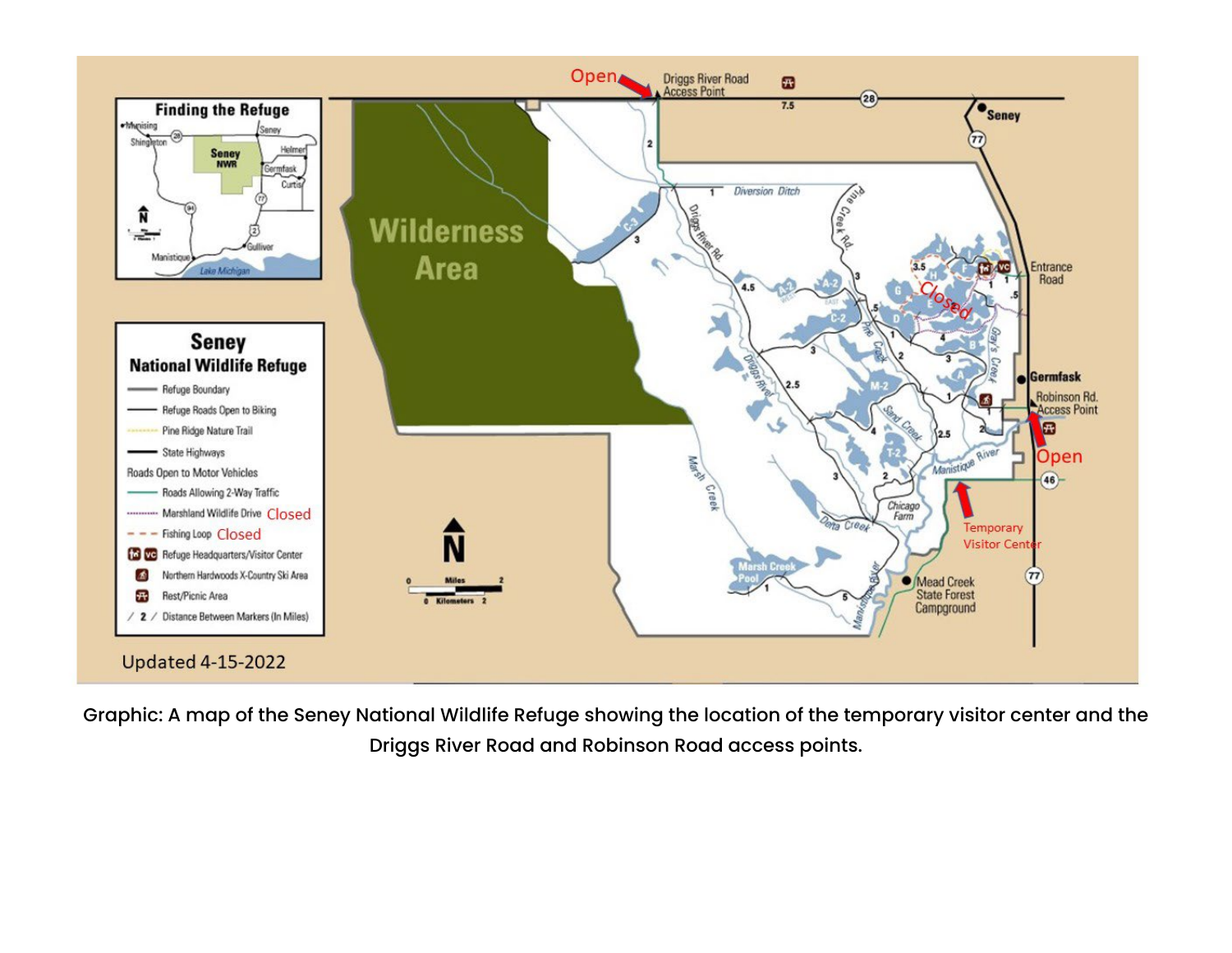Open

Driggs River Road Access Point

7.5

28

Seney

77

Finding the Refuge

Munising

Shingleton

Seney

Seney NWR

Helmer

Germfask

Curtis

94

77

2

Gulliver

Manistique

Lake Michigan

Wilderness Area

Diversion Ditch

Pine Creek Rd.

Driggs River Rd.

Closed

Entrance Road

Germfask

Robinson Rd. Access Point

Open

46

Temporary Visitor Center

77

Manistique River

Chicago Farm

Marsh Creek

Delta Creek

Sand Creek

Pine Creek

Gray's Creek

Driggs River

Marsh Creek Pool

Manistique River

Mead Creek State Forest Campground

N

Miles 0 2

Kilometers 0 2

Seney National Wildlife Refuge

Refuge Boundary

Refuge Roads Open to Biking

Pine Ridge Nature Trail

State Highways

Roads Open to Motor Vehicles

Roads Allowing 2-Way Traffic

Marshland Wildlife Drive Closed

Fishing Loop Closed

Refuge Headquarters/Visitor Center

Northern Hardwoods X-Country Ski Area

Rest/Picnic Area

2 Distance Between Markers (In Miles)

Updated 4-15-2022

Graphic: A map of the Seney National Wildlife Refuge showing the location of the temporary visitor center and the Driggs River Road and Robinson Road access points.